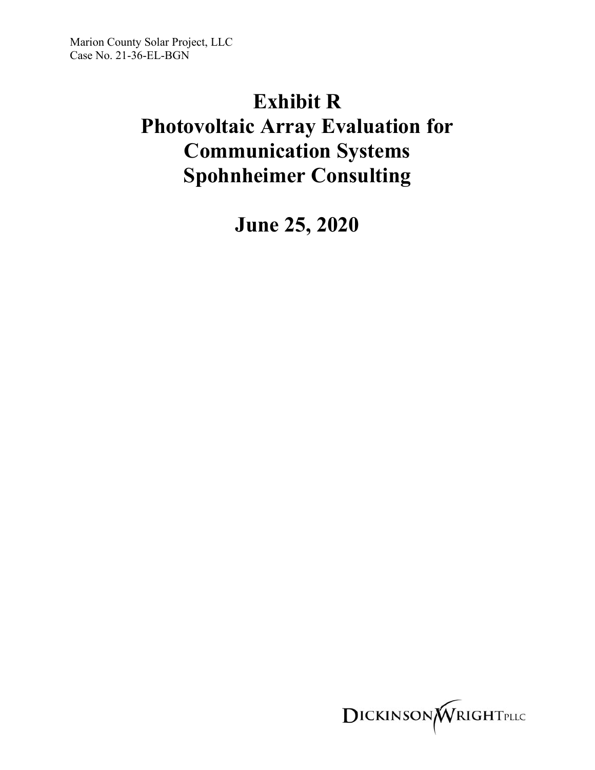Marion County Solar Project, LLC
Case No. 21-36-EL-BGN

# Exhibit R
# Photovoltaic Array Evaluation for Communication Systems
# Spohnheimer Consulting

## June 25, 2020

DICKINSON WRIGHT PLLC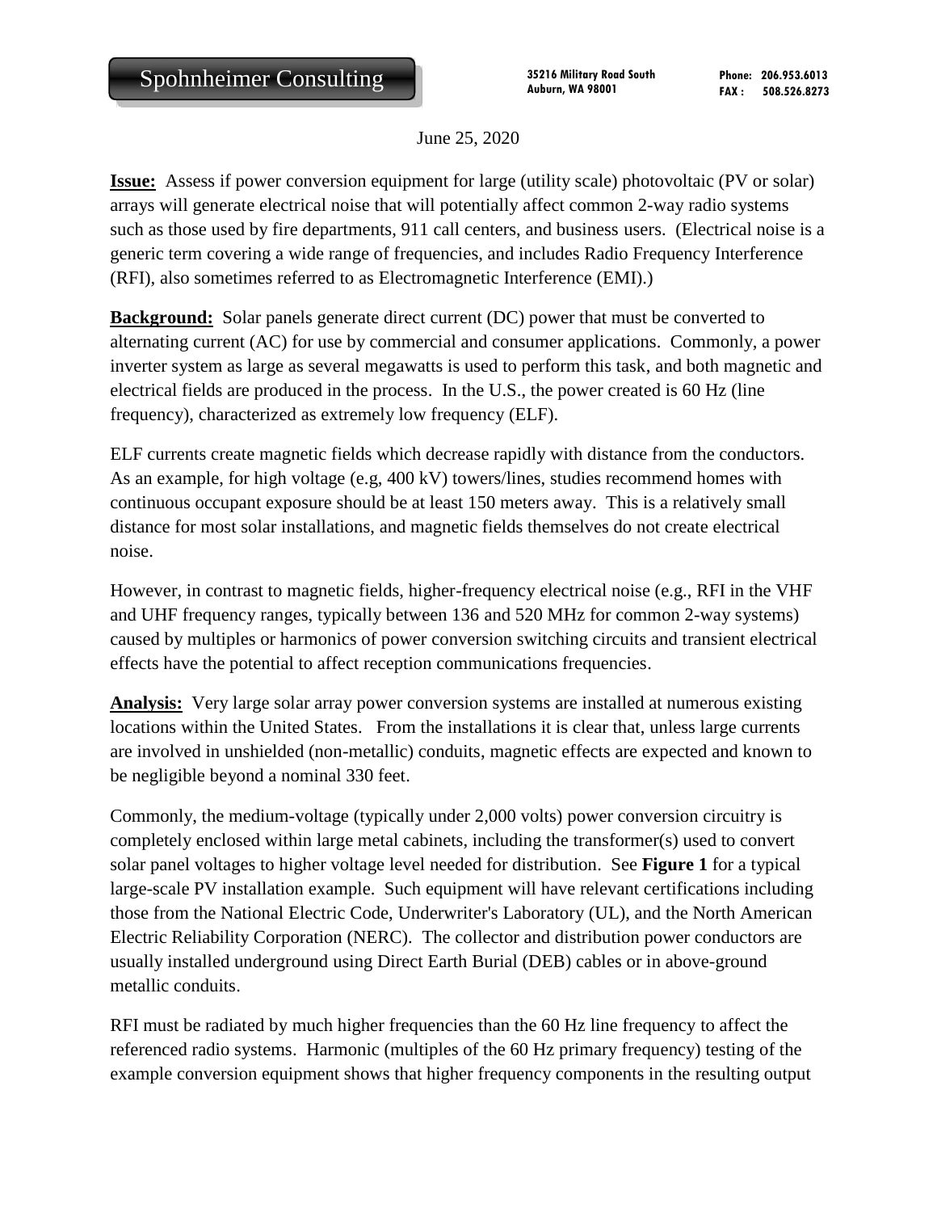Spohnheimer Consulting

35216 Military Road South
Auburn, WA 98001

Phone: 206.953.6013
FAX : 508.526.8273

June 25, 2020

**Issue:** Assess if power conversion equipment for large (utility scale) photovoltaic (PV or solar) arrays will generate electrical noise that will potentially affect common 2-way radio systems such as those used by fire departments, 911 call centers, and business users. (Electrical noise is a generic term covering a wide range of frequencies, and includes Radio Frequency Interference (RFI), also sometimes referred to as Electromagnetic Interference (EMI).)

**Background:** Solar panels generate direct current (DC) power that must be converted to alternating current (AC) for use by commercial and consumer applications. Commonly, a power inverter system as large as several megawatts is used to perform this task, and both magnetic and electrical fields are produced in the process. In the U.S., the power created is 60 Hz (line frequency), characterized as extremely low frequency (ELF).

ELF currents create magnetic fields which decrease rapidly with distance from the conductors. As an example, for high voltage (e.g, 400 kV) towers/lines, studies recommend homes with continuous occupant exposure should be at least 150 meters away. This is a relatively small distance for most solar installations, and magnetic fields themselves do not create electrical noise.

However, in contrast to magnetic fields, higher-frequency electrical noise (e.g., RFI in the VHF and UHF frequency ranges, typically between 136 and 520 MHz for common 2-way systems) caused by multiples or harmonics of power conversion switching circuits and transient electrical effects have the potential to affect reception communications frequencies.

**Analysis:** Very large solar array power conversion systems are installed at numerous existing locations within the United States. From the installations it is clear that, unless large currents are involved in unshielded (non-metallic) conduits, magnetic effects are expected and known to be negligible beyond a nominal 330 feet.

Commonly, the medium-voltage (typically under 2,000 volts) power conversion circuitry is completely enclosed within large metal cabinets, including the transformer(s) used to convert solar panel voltages to higher voltage level needed for distribution. See **Figure 1** for a typical large-scale PV installation example. Such equipment will have relevant certifications including those from the National Electric Code, Underwriter's Laboratory (UL), and the North American Electric Reliability Corporation (NERC). The collector and distribution power conductors are usually installed underground using Direct Earth Burial (DEB) cables or in above-ground metallic conduits.

RFI must be radiated by much higher frequencies than the 60 Hz line frequency to affect the referenced radio systems. Harmonic (multiples of the 60 Hz primary frequency) testing of the example conversion equipment shows that higher frequency components in the resulting output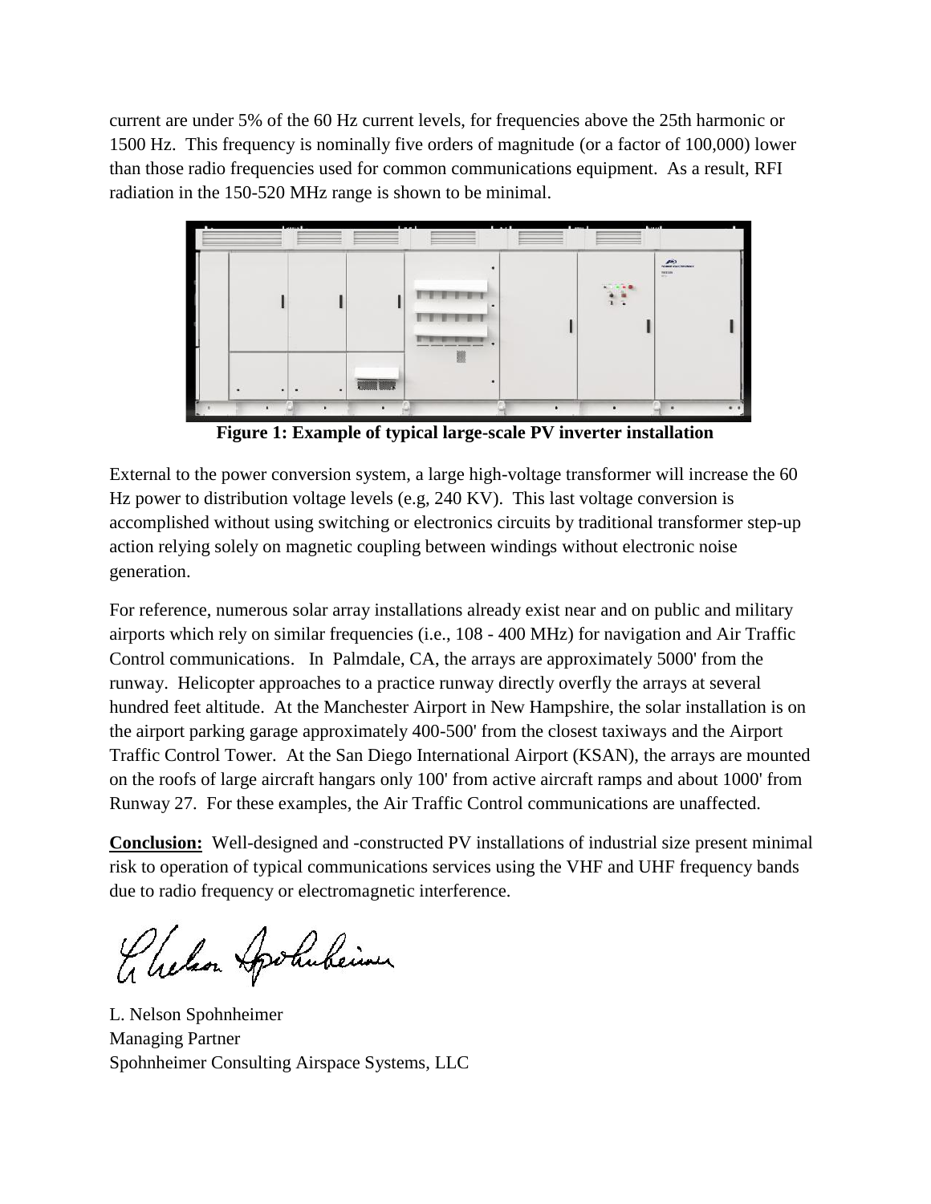current are under 5% of the 60 Hz current levels, for frequencies above the 25th harmonic or 1500 Hz. This frequency is nominally five orders of magnitude (or a factor of 100,000) lower than those radio frequencies used for common communications equipment. As a result, RFI radiation in the 150-520 MHz range is shown to be minimal.

**Figure 1: Example of typical large-scale PV inverter installation**

External to the power conversion system, a large high-voltage transformer will increase the 60 Hz power to distribution voltage levels (e.g, 240 KV). This last voltage conversion is accomplished without using switching or electronics circuits by traditional transformer step-up action relying solely on magnetic coupling between windings without electronic noise generation.

For reference, numerous solar array installations already exist near and on public and military airports which rely on similar frequencies (i.e., 108 - 400 MHz) for navigation and Air Traffic Control communications. In Palmdale, CA, the arrays are approximately 5000' from the runway. Helicopter approaches to a practice runway directly overfly the arrays at several hundred feet altitude. At the Manchester Airport in New Hampshire, the solar installation is on the airport parking garage approximately 400-500' from the closest taxiways and the Airport Traffic Control Tower. At the San Diego International Airport (KSAN), the arrays are mounted on the roofs of large aircraft hangars only 100' from active aircraft ramps and about 1000' from Runway 27. For these examples, the Air Traffic Control communications are unaffected.

**Conclusion:** Well-designed and -constructed PV installations of industrial size present minimal risk to operation of typical communications services using the VHF and UHF frequency bands due to radio frequency or electromagnetic interference.

L. Nelson Spohnheimer
Managing Partner
Spohnheimer Consulting Airspace Systems, LLC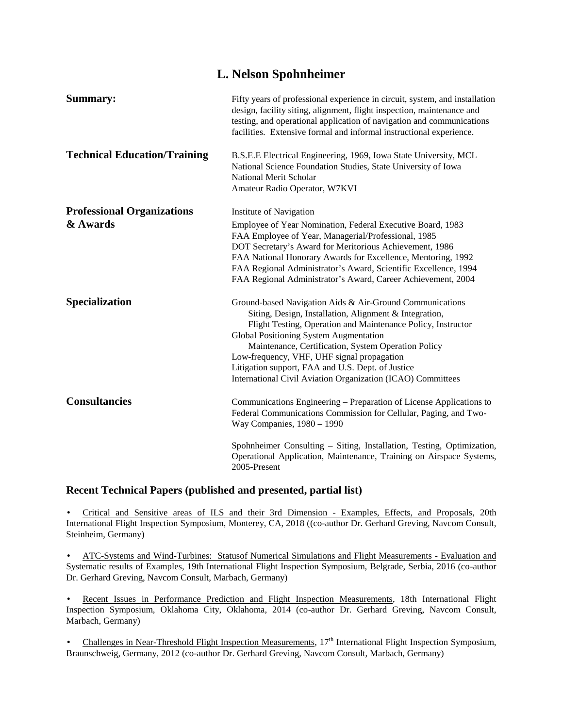# L. Nelson Spohnheimer

**Summary:**

Fifty years of professional experience in circuit, system, and installation design, facility siting, alignment, flight inspection, maintenance and testing, and operational application of navigation and communications facilities. Extensive formal and informal instructional experience.

**Technical Education/Training**

B.S.E.E Electrical Engineering, 1969, Iowa State University, MCL
National Science Foundation Studies, State University of Iowa
National Merit Scholar
Amateur Radio Operator, W7KVI

**Professional Organizations & Awards**

Institute of Navigation
Employee of Year Nomination, Federal Executive Board, 1983
FAA Employee of Year, Managerial/Professional, 1985
DOT Secretary's Award for Meritorious Achievement, 1986
FAA National Honorary Awards for Excellence, Mentoring, 1992
FAA Regional Administrator's Award, Scientific Excellence, 1994
FAA Regional Administrator's Award, Career Achievement, 2004

**Specialization**

Ground-based Navigation Aids & Air-Ground Communications
- Siting, Design, Installation, Alignment & Integration,
- Flight Testing, Operation and Maintenance Policy, Instructor

Global Positioning System Augmentation
- Maintenance, Certification, System Operation Policy

Low-frequency, VHF, UHF signal propagation
Litigation support, FAA and U.S. Dept. of Justice
International Civil Aviation Organization (ICAO) Committees

**Consultancies**

Communications Engineering – Preparation of License Applications to Federal Communications Commission for Cellular, Paging, and Two-Way Companies, 1980 – 1990

Spohnheimer Consulting – Siting, Installation, Testing, Optimization, Operational Application, Maintenance, Training on Airspace Systems, 2005-Present

## Recent Technical Papers (published and presented, partial list)

• Critical and Sensitive areas of ILS and their 3rd Dimension - Examples, Effects, and Proposals, 20th International Flight Inspection Symposium, Monterey, CA, 2018 ((co-author Dr. Gerhard Greving, Navcom Consult, Steinheim, Germany)

• ATC-Systems and Wind-Turbines: Statusof Numerical Simulations and Flight Measurements - Evaluation and Systematic results of Examples, 19th International Flight Inspection Symposium, Belgrade, Serbia, 2016 (co-author Dr. Gerhard Greving, Navcom Consult, Marbach, Germany)

• Recent Issues in Performance Prediction and Flight Inspection Measurements, 18th International Flight Inspection Symposium, Oklahoma City, Oklahoma, 2014 (co-author Dr. Gerhard Greving, Navcom Consult, Marbach, Germany)

• Challenges in Near-Threshold Flight Inspection Measurements, 17th International Flight Inspection Symposium, Braunschweig, Germany, 2012 (co-author Dr. Gerhard Greving, Navcom Consult, Marbach, Germany)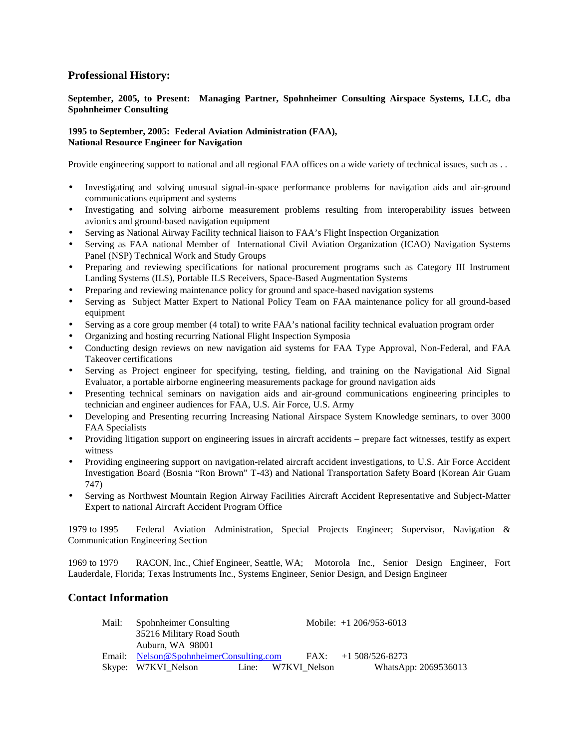## Professional History:

**September, 2005, to Present: Managing Partner, Spohnheimer Consulting Airspace Systems, LLC, dba Spohnheimer Consulting**

**1995 to September, 2005: Federal Aviation Administration (FAA),**
**National Resource Engineer for Navigation**

Provide engineering support to national and all regional FAA offices on a wide variety of technical issues, such as . .

- Investigating and solving unusual signal-in-space performance problems for navigation aids and air-ground communications equipment and systems
- Investigating and solving airborne measurement problems resulting from interoperability issues between avionics and ground-based navigation equipment
- Serving as National Airway Facility technical liaison to FAA's Flight Inspection Organization
- Serving as FAA national Member of International Civil Aviation Organization (ICAO) Navigation Systems Panel (NSP) Technical Work and Study Groups
- Preparing and reviewing specifications for national procurement programs such as Category III Instrument Landing Systems (ILS), Portable ILS Receivers, Space-Based Augmentation Systems
- Preparing and reviewing maintenance policy for ground and space-based navigation systems
- Serving as Subject Matter Expert to National Policy Team on FAA maintenance policy for all ground-based equipment
- Serving as a core group member (4 total) to write FAA's national facility technical evaluation program order
- Organizing and hosting recurring National Flight Inspection Symposia
- Conducting design reviews on new navigation aid systems for FAA Type Approval, Non-Federal, and FAA Takeover certifications
- Serving as Project engineer for specifying, testing, fielding, and training on the Navigational Aid Signal Evaluator, a portable airborne engineering measurements package for ground navigation aids
- Presenting technical seminars on navigation aids and air-ground communications engineering principles to technician and engineer audiences for FAA, U.S. Air Force, U.S. Army
- Developing and Presenting recurring Increasing National Airspace System Knowledge seminars, to over 3000 FAA Specialists
- Providing litigation support on engineering issues in aircraft accidents – prepare fact witnesses, testify as expert witness
- Providing engineering support on navigation-related aircraft accident investigations, to U.S. Air Force Accident Investigation Board (Bosnia "Ron Brown" T-43) and National Transportation Safety Board (Korean Air Guam 747)
- Serving as Northwest Mountain Region Airway Facilities Aircraft Accident Representative and Subject-Matter Expert to national Aircraft Accident Program Office

1979 to 1995 Federal Aviation Administration, Special Projects Engineer; Supervisor, Navigation & Communication Engineering Section

1969 to 1979 RACON, Inc., Chief Engineer, Seattle, WA; Motorola Inc., Senior Design Engineer, Fort Lauderdale, Florida; Texas Instruments Inc., Systems Engineer, Senior Design, and Design Engineer

## Contact Information

Mail: Spohnheimer Consulting
35216 Military Road South
Auburn, WA 98001

Mobile: +1 206/953-6013

Email: Nelson@SpohnheimerConsulting.com

FAX: +1 508/526-8273

Skype: W7KVI_Nelson

Line: W7KVI_Nelson

WhatsApp: 2069536013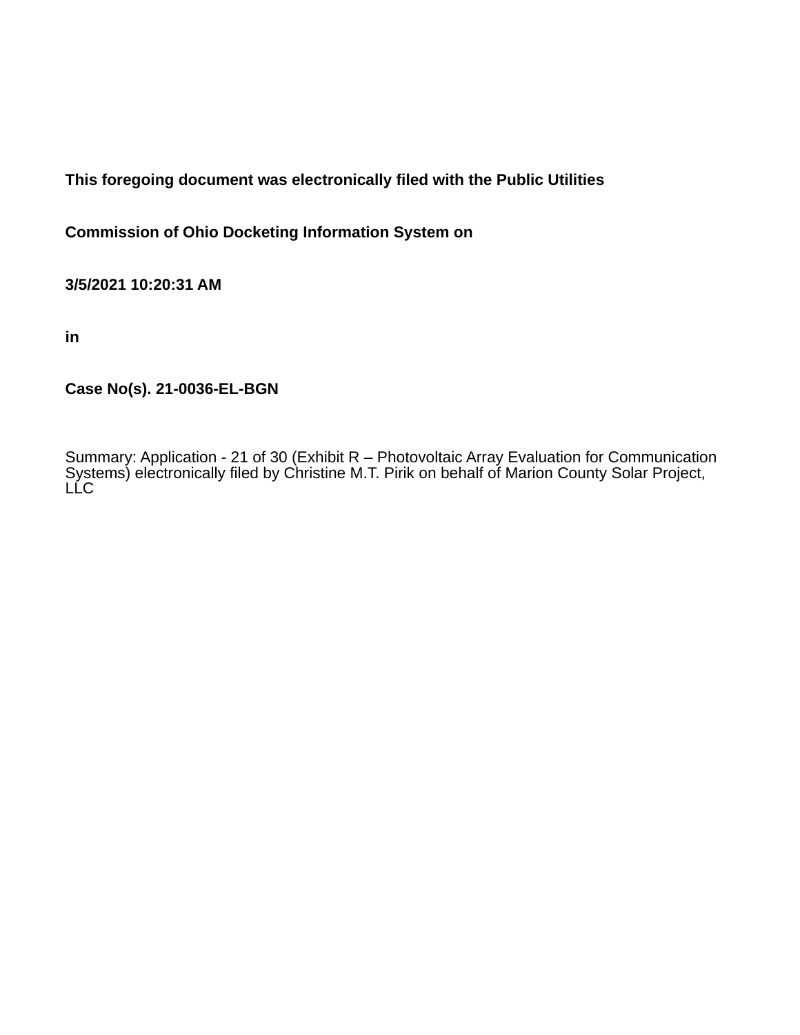**This foregoing document was electronically filed with the Public Utilities**

**Commission of Ohio Docketing Information System on**

**3/5/2021 10:20:31 AM**

**in**

**Case No(s). 21-0036-EL-BGN**

Summary: Application - 21 of 30 (Exhibit R – Photovoltaic Array Evaluation for Communication Systems) electronically filed by Christine M.T. Pirik on behalf of Marion County Solar Project, LLC